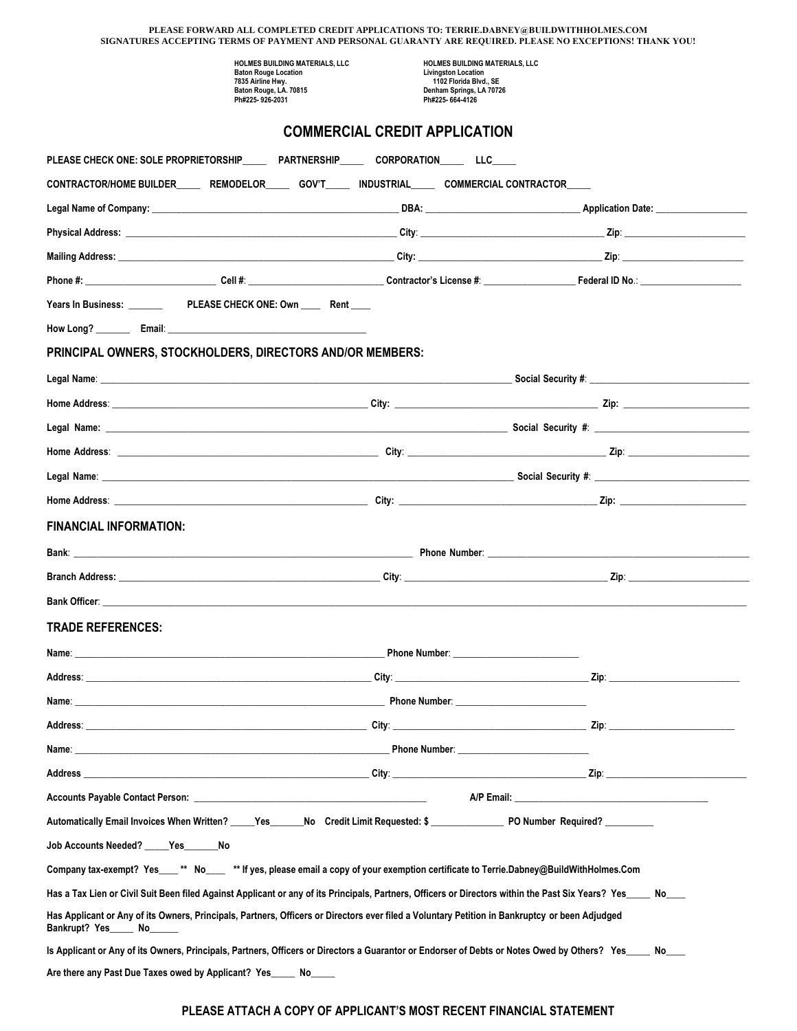**PLEASE FORWARD ALL COMPLETED CREDIT APPLICATIONS TO: TERRIE.DABNEY@BUILDWITHHOLMES.COM**
**SIGNATURES ACCEPTING TERMS OF PAYMENT AND PERSONAL GUARANTY ARE REQUIRED. PLEASE NO EXCEPTIONS! THANK YOU!**

| HOLMES BUILDING MATERIALS, LLC | HOLMES BUILDING MATERIALS, LLC |
|---|---|
| Baton Rouge Location | Livingston Location |
| 7835 Airline Hwy. | 1102 Florida Blvd., SE |
| Baton Rouge, LA. 70815 | Denham Springs, LA 70726 |
| Ph#225- 926-2031 | Ph#225- 664-4126 |

# COMMERCIAL CREDIT APPLICATION

PLEASE CHECK ONE: SOLE PROPRIETORSHIP_____ PARTNERSHIP_____ CORPORATION_____ LLC_____

CONTRACTOR/HOME BUILDER_____ REMODELOR_____ GOV'T_____ INDUSTRIAL_____ COMMERCIAL CONTRACTOR_____

Legal Name of Company: ____________________ DBA: ____________________ Application Date: ____________________

Physical Address: ____________________ City: ____________________ Zip: ____________________

Mailing Address: ____________________ City: ____________________ Zip: ____________________

Phone #: ____________________ Cell #: ____________________ Contractor's License #: ____________________ Federal ID No.: ____________________

Years In Business: _______ PLEASE CHECK ONE: Own ____ Rent ____

How Long? _______ Email: ____________________

## PRINCIPAL OWNERS, STOCKHOLDERS, DIRECTORS AND/OR MEMBERS:

Legal Name: ____________________ Social Security #: ____________________

Home Address: ____________________ City: ____________________ Zip: ____________________

Legal Name: ____________________ Social Security #: ____________________

Home Address: ____________________ City: ____________________ Zip: ____________________

Legal Name: ____________________ Social Security #: ____________________

Home Address: ____________________ City: ____________________ Zip: ____________________

## FINANCIAL INFORMATION:

Bank: ____________________ Phone Number: ____________________

Branch Address: ____________________ City: ____________________ Zip: ____________________

Bank Officer: ____________________

## TRADE REFERENCES:

Name: ____________________ Phone Number: ____________________

Address: ____________________ City: ____________________ Zip: ____________________

Name: ____________________ Phone Number: ____________________

Address: ____________________ City: ____________________ Zip: ____________________

Name: ____________________ Phone Number: ____________________

Address ____________________ City: ____________________ Zip: ____________________

Accounts Payable Contact Person: ____________________ A/P Email: ____________________

Automatically Email Invoices When Written? _____Yes_______No Credit Limit Requested: $ _______________ PO Number Required? __________

Job Accounts Needed? _____Yes_______No

Company tax-exempt? Yes____** No____ ** If yes, please email a copy of your exemption certificate to Terrie.Dabney@BuildWithHolmes.Com

Has a Tax Lien or Civil Suit Been filed Against Applicant or any of its Principals, Partners, Officers or Directors within the Past Six Years? Yes_____ No____

Has Applicant or Any of its Owners, Principals, Partners, Officers or Directors ever filed a Voluntary Petition in Bankruptcy or been Adjudged Bankrupt? Yes_____ No______

Is Applicant or Any of its Owners, Principals, Partners, Officers or Directors a Guarantor or Endorser of Debts or Notes Owed by Others? Yes_____ No____

Are there any Past Due Taxes owed by Applicant? Yes_____ No_____

**PLEASE ATTACH A COPY OF APPLICANT'S MOST RECENT FINANCIAL STATEMENT**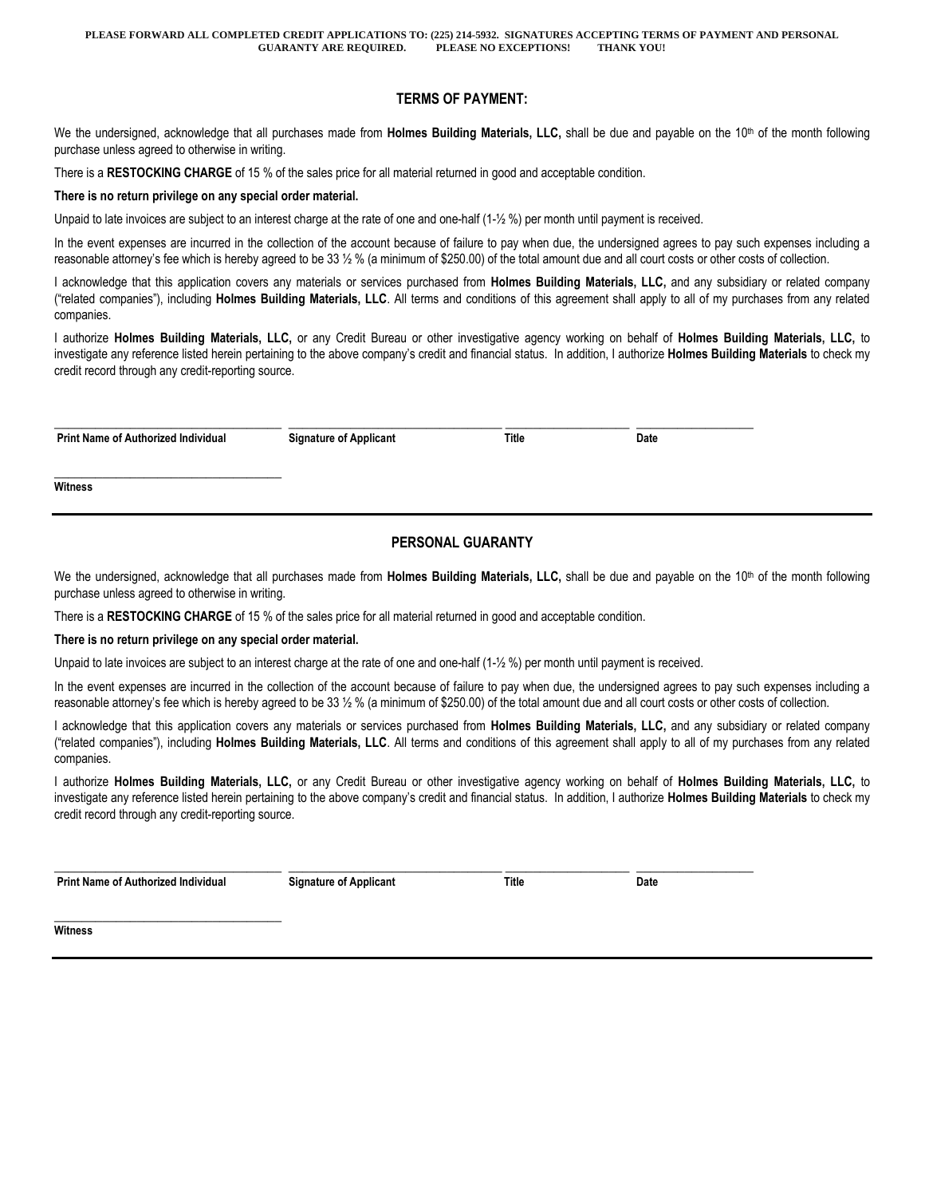**PLEASE FORWARD ALL COMPLETED CREDIT APPLICATIONS TO: (225) 214-5932. SIGNATURES ACCEPTING TERMS OF PAYMENT AND PERSONAL GUARANTY ARE REQUIRED. PLEASE NO EXCEPTIONS! THANK YOU!**

## TERMS OF PAYMENT:

We the undersigned, acknowledge that all purchases made from **Holmes Building Materials, LLC,** shall be due and payable on the 10th of the month following purchase unless agreed to otherwise in writing.

There is a **RESTOCKING CHARGE** of 15 % of the sales price for all material returned in good and acceptable condition.

**There is no return privilege on any special order material.**

Unpaid to late invoices are subject to an interest charge at the rate of one and one-half (1-½ %) per month until payment is received.

In the event expenses are incurred in the collection of the account because of failure to pay when due, the undersigned agrees to pay such expenses including a reasonable attorney's fee which is hereby agreed to be 33 ½ % (a minimum of $250.00) of the total amount due and all court costs or other costs of collection.

I acknowledge that this application covers any materials or services purchased from **Holmes Building Materials, LLC,** and any subsidiary or related company ("related companies"), including **Holmes Building Materials, LLC**. All terms and conditions of this agreement shall apply to all of my purchases from any related companies.

I authorize **Holmes Building Materials, LLC,** or any Credit Bureau or other investigative agency working on behalf of **Holmes Building Materials, LLC,** to investigate any reference listed herein pertaining to the above company's credit and financial status. In addition, I authorize **Holmes Building Materials** to check my credit record through any credit-reporting source.

\_\_\_\_\_\_\_\_\_\_\_\_\_\_\_\_\_\_\_\_\_\_\_\_\_\_\_\_ \_\_\_\_\_\_\_\_\_\_\_\_\_\_\_\_\_\_\_\_\_\_\_\_\_\_\_\_ \_\_\_\_\_\_\_\_\_\_\_\_\_\_\_\_ \_\_\_\_\_\_\_\_\_\_\_\_\_\_\_\_

**Print Name of Authorized Individual** **Signature of Applicant** **Title** **Date**

\_\_\_\_\_\_\_\_\_\_\_\_\_\_\_\_\_\_\_\_\_\_\_\_\_\_\_\_

**Witness**

## PERSONAL GUARANTY

We the undersigned, acknowledge that all purchases made from **Holmes Building Materials, LLC,** shall be due and payable on the 10th of the month following purchase unless agreed to otherwise in writing.

There is a **RESTOCKING CHARGE** of 15 % of the sales price for all material returned in good and acceptable condition.

**There is no return privilege on any special order material.**

Unpaid to late invoices are subject to an interest charge at the rate of one and one-half (1-½ %) per month until payment is received.

In the event expenses are incurred in the collection of the account because of failure to pay when due, the undersigned agrees to pay such expenses including a reasonable attorney's fee which is hereby agreed to be 33 ½ % (a minimum of $250.00) of the total amount due and all court costs or other costs of collection.

I acknowledge that this application covers any materials or services purchased from **Holmes Building Materials, LLC,** and any subsidiary or related company ("related companies"), including **Holmes Building Materials, LLC**. All terms and conditions of this agreement shall apply to all of my purchases from any related companies.

I authorize **Holmes Building Materials, LLC,** or any Credit Bureau or other investigative agency working on behalf of **Holmes Building Materials, LLC,** to investigate any reference listed herein pertaining to the above company's credit and financial status. In addition, I authorize **Holmes Building Materials** to check my credit record through any credit-reporting source.

\_\_\_\_\_\_\_\_\_\_\_\_\_\_\_\_\_\_\_\_\_\_\_\_\_\_\_\_ \_\_\_\_\_\_\_\_\_\_\_\_\_\_\_\_\_\_\_\_\_\_\_\_\_\_\_\_ \_\_\_\_\_\_\_\_\_\_\_\_\_\_\_\_ \_\_\_\_\_\_\_\_\_\_\_\_\_\_\_\_

**Print Name of Authorized Individual** **Signature of Applicant** **Title** **Date**

\_\_\_\_\_\_\_\_\_\_\_\_\_\_\_\_\_\_\_\_\_\_\_\_\_\_\_\_

**Witness**